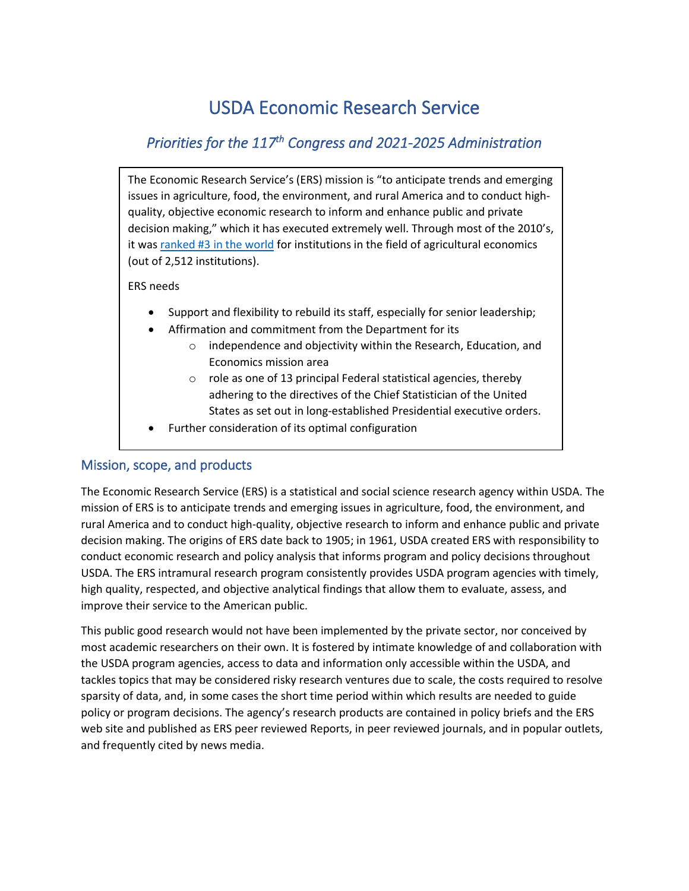# USDA Economic Research Service

## *Priorities for the 117th Congress and 2021-2025 Administration*

The Economic Research Service's (ERS) mission is "to anticipate trends and emerging issues in agriculture, food, the environment, and rural America and to conduct high-quality, objective economic research to inform and enhance public and private decision making," which it has executed extremely well. Through most of the 2010's, it was ranked #3 in the world for institutions in the field of agricultural economics (out of 2,512 institutions).

ERS needs

- Support and flexibility to rebuild its staff, especially for senior leadership;
- Affirmation and commitment from the Department for its
    - independence and objectivity within the Research, Education, and Economics mission area
    - role as one of 13 principal Federal statistical agencies, thereby adhering to the directives of the Chief Statistician of the United States as set out in long-established Presidential executive orders.
- Further consideration of its optimal configuration

### Mission, scope, and products

The Economic Research Service (ERS) is a statistical and social science research agency within USDA. The mission of ERS is to anticipate trends and emerging issues in agriculture, food, the environment, and rural America and to conduct high-quality, objective research to inform and enhance public and private decision making. The origins of ERS date back to 1905; in 1961, USDA created ERS with responsibility to conduct economic research and policy analysis that informs program and policy decisions throughout USDA. The ERS intramural research program consistently provides USDA program agencies with timely, high quality, respected, and objective analytical findings that allow them to evaluate, assess, and improve their service to the American public.

This public good research would not have been implemented by the private sector, nor conceived by most academic researchers on their own. It is fostered by intimate knowledge of and collaboration with the USDA program agencies, access to data and information only accessible within the USDA, and tackles topics that may be considered risky research ventures due to scale, the costs required to resolve sparsity of data, and, in some cases the short time period within which results are needed to guide policy or program decisions. The agency's research products are contained in policy briefs and the ERS web site and published as ERS peer reviewed Reports, in peer reviewed journals, and in popular outlets, and frequently cited by news media.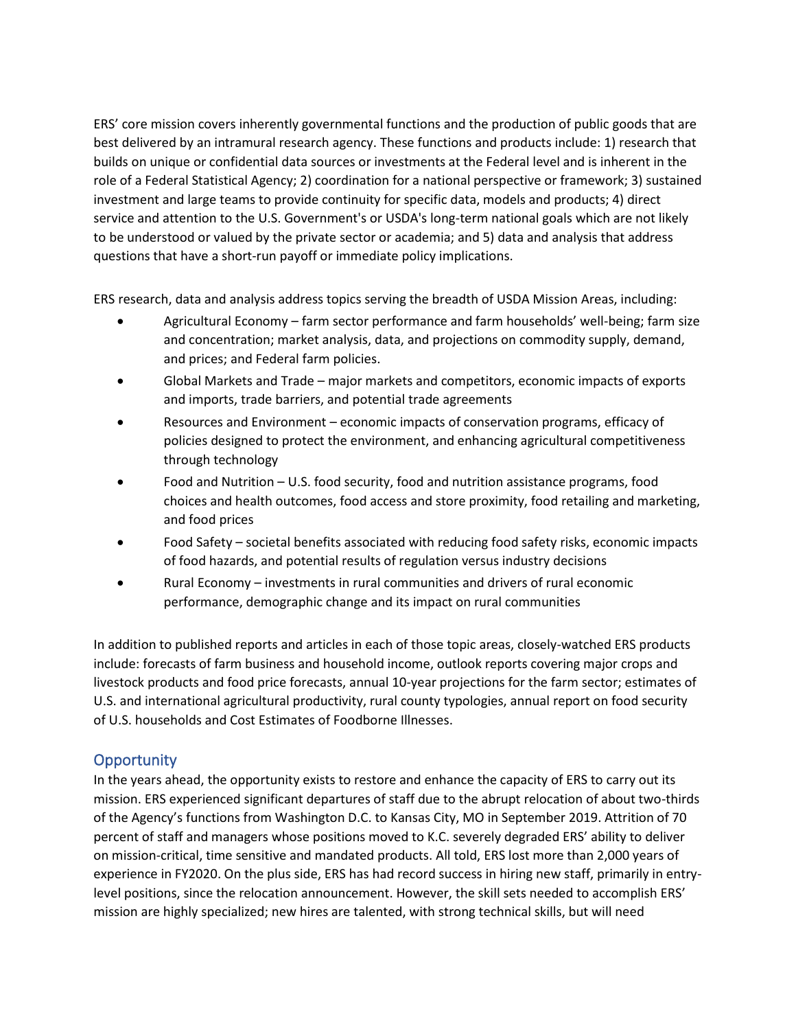ERS' core mission covers inherently governmental functions and the production of public goods that are best delivered by an intramural research agency. These functions and products include: 1) research that builds on unique or confidential data sources or investments at the Federal level and is inherent in the role of a Federal Statistical Agency; 2) coordination for a national perspective or framework; 3) sustained investment and large teams to provide continuity for specific data, models and products; 4) direct service and attention to the U.S. Government's or USDA's long-term national goals which are not likely to be understood or valued by the private sector or academia; and 5) data and analysis that address questions that have a short-run payoff or immediate policy implications.

ERS research, data and analysis address topics serving the breadth of USDA Mission Areas, including:

- Agricultural Economy – farm sector performance and farm households' well-being; farm size and concentration; market analysis, data, and projections on commodity supply, demand, and prices; and Federal farm policies.
- Global Markets and Trade – major markets and competitors, economic impacts of exports and imports, trade barriers, and potential trade agreements
- Resources and Environment – economic impacts of conservation programs, efficacy of policies designed to protect the environment, and enhancing agricultural competitiveness through technology
- Food and Nutrition – U.S. food security, food and nutrition assistance programs, food choices and health outcomes, food access and store proximity, food retailing and marketing, and food prices
- Food Safety – societal benefits associated with reducing food safety risks, economic impacts of food hazards, and potential results of regulation versus industry decisions
- Rural Economy – investments in rural communities and drivers of rural economic performance, demographic change and its impact on rural communities

In addition to published reports and articles in each of those topic areas, closely-watched ERS products include: forecasts of farm business and household income, outlook reports covering major crops and livestock products and food price forecasts, annual 10-year projections for the farm sector; estimates of U.S. and international agricultural productivity, rural county typologies, annual report on food security of U.S. households and Cost Estimates of Foodborne Illnesses.

## Opportunity

In the years ahead, the opportunity exists to restore and enhance the capacity of ERS to carry out its mission. ERS experienced significant departures of staff due to the abrupt relocation of about two-thirds of the Agency's functions from Washington D.C. to Kansas City, MO in September 2019. Attrition of 70 percent of staff and managers whose positions moved to K.C. severely degraded ERS' ability to deliver on mission-critical, time sensitive and mandated products. All told, ERS lost more than 2,000 years of experience in FY2020. On the plus side, ERS has had record success in hiring new staff, primarily in entry-level positions, since the relocation announcement. However, the skill sets needed to accomplish ERS' mission are highly specialized; new hires are talented, with strong technical skills, but will need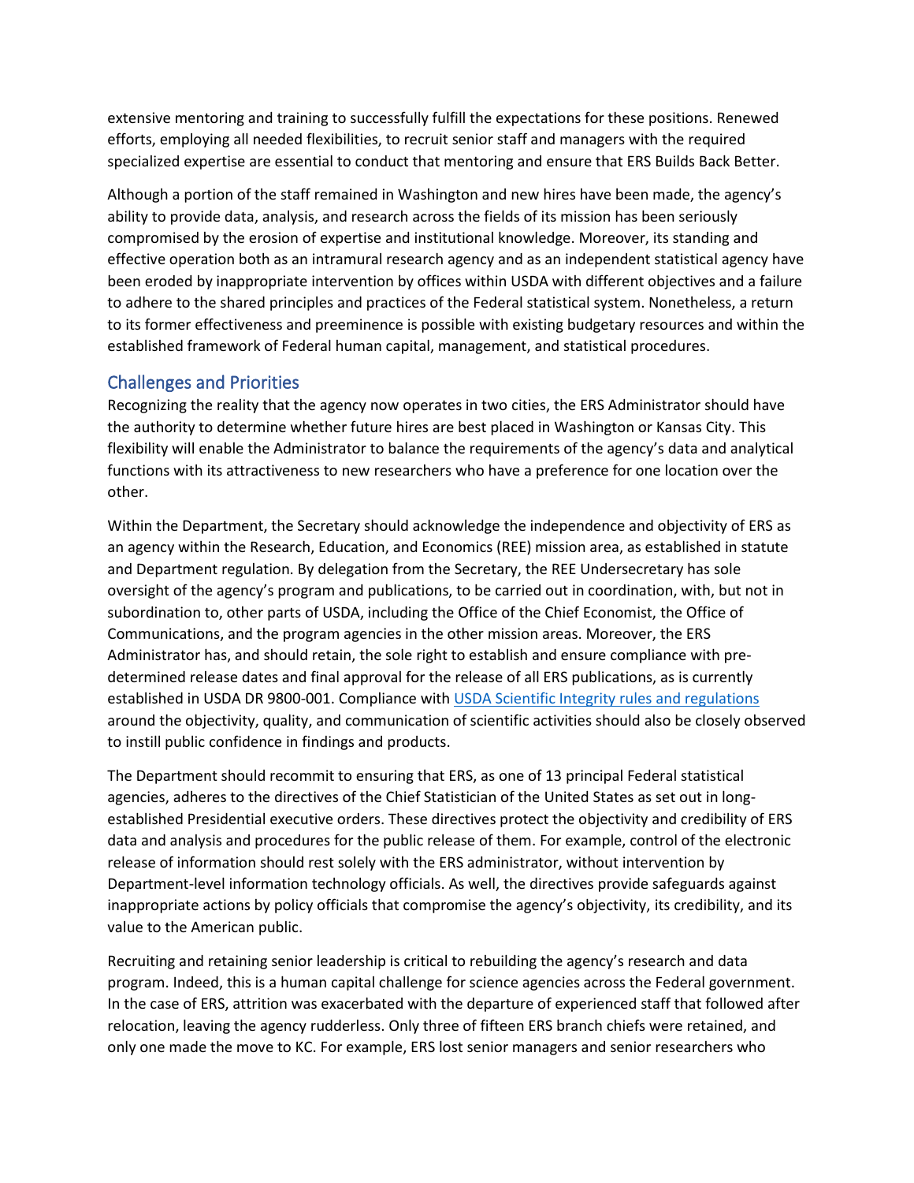extensive mentoring and training to successfully fulfill the expectations for these positions. Renewed efforts, employing all needed flexibilities, to recruit senior staff and managers with the required specialized expertise are essential to conduct that mentoring and ensure that ERS Builds Back Better.

Although a portion of the staff remained in Washington and new hires have been made, the agency's ability to provide data, analysis, and research across the fields of its mission has been seriously compromised by the erosion of expertise and institutional knowledge. Moreover, its standing and effective operation both as an intramural research agency and as an independent statistical agency have been eroded by inappropriate intervention by offices within USDA with different objectives and a failure to adhere to the shared principles and practices of the Federal statistical system. Nonetheless, a return to its former effectiveness and preeminence is possible with existing budgetary resources and within the established framework of Federal human capital, management, and statistical procedures.

## Challenges and Priorities

Recognizing the reality that the agency now operates in two cities, the ERS Administrator should have the authority to determine whether future hires are best placed in Washington or Kansas City. This flexibility will enable the Administrator to balance the requirements of the agency's data and analytical functions with its attractiveness to new researchers who have a preference for one location over the other.

Within the Department, the Secretary should acknowledge the independence and objectivity of ERS as an agency within the Research, Education, and Economics (REE) mission area, as established in statute and Department regulation. By delegation from the Secretary, the REE Undersecretary has sole oversight of the agency's program and publications, to be carried out in coordination, with, but not in subordination to, other parts of USDA, including the Office of the Chief Economist, the Office of Communications, and the program agencies in the other mission areas. Moreover, the ERS Administrator has, and should retain, the sole right to establish and ensure compliance with pre-determined release dates and final approval for the release of all ERS publications, as is currently established in USDA DR 9800-001. Compliance with [USDA Scientific Integrity rules and regulations]() around the objectivity, quality, and communication of scientific activities should also be closely observed to instill public confidence in findings and products.

The Department should recommit to ensuring that ERS, as one of 13 principal Federal statistical agencies, adheres to the directives of the Chief Statistician of the United States as set out in long-established Presidential executive orders. These directives protect the objectivity and credibility of ERS data and analysis and procedures for the public release of them. For example, control of the electronic release of information should rest solely with the ERS administrator, without intervention by Department-level information technology officials. As well, the directives provide safeguards against inappropriate actions by policy officials that compromise the agency's objectivity, its credibility, and its value to the American public.

Recruiting and retaining senior leadership is critical to rebuilding the agency's research and data program. Indeed, this is a human capital challenge for science agencies across the Federal government. In the case of ERS, attrition was exacerbated with the departure of experienced staff that followed after relocation, leaving the agency rudderless. Only three of fifteen ERS branch chiefs were retained, and only one made the move to KC. For example, ERS lost senior managers and senior researchers who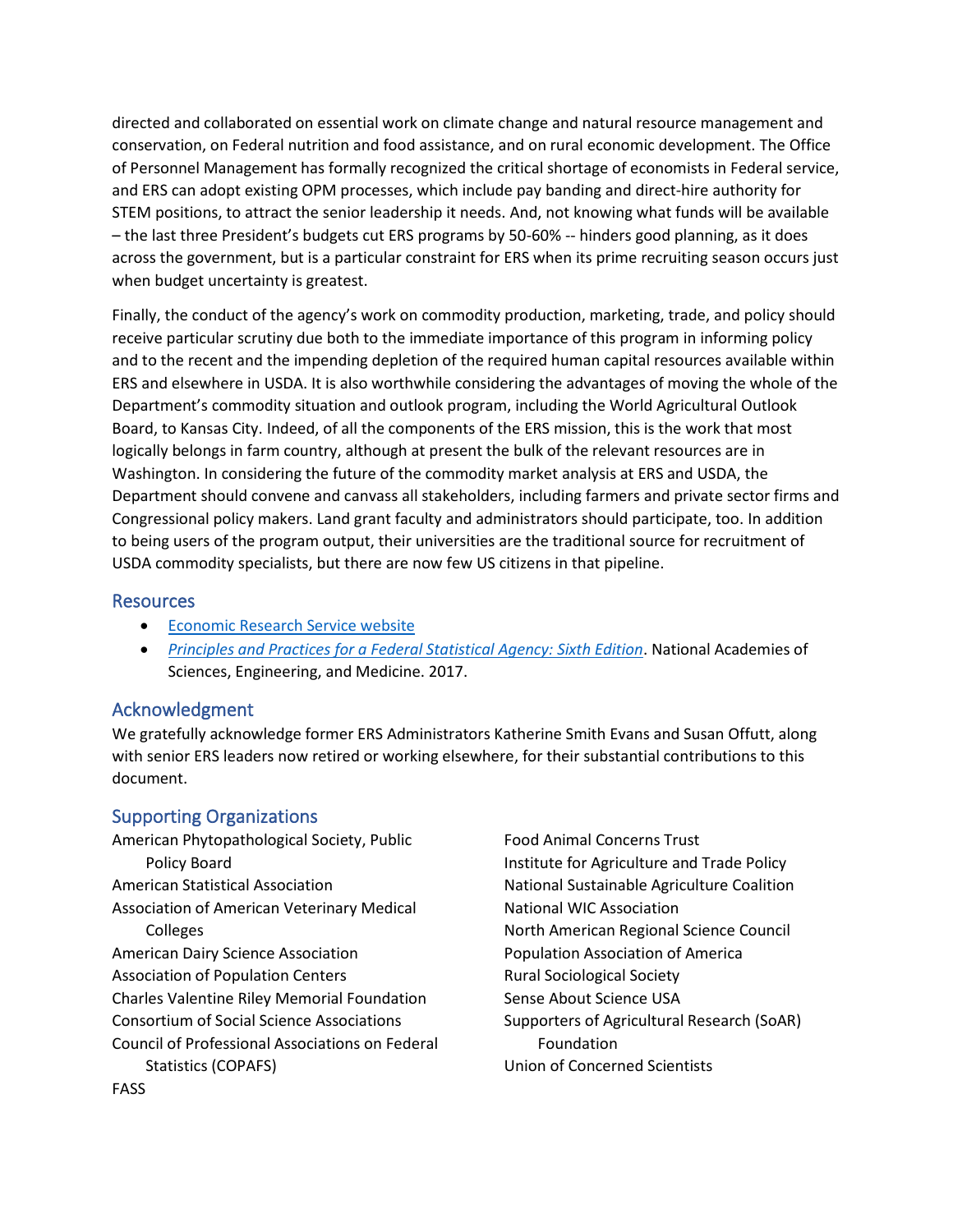directed and collaborated on essential work on climate change and natural resource management and conservation, on Federal nutrition and food assistance, and on rural economic development. The Office of Personnel Management has formally recognized the critical shortage of economists in Federal service, and ERS can adopt existing OPM processes, which include pay banding and direct-hire authority for STEM positions, to attract the senior leadership it needs. And, not knowing what funds will be available – the last three President's budgets cut ERS programs by 50-60% -- hinders good planning, as it does across the government, but is a particular constraint for ERS when its prime recruiting season occurs just when budget uncertainty is greatest.

Finally, the conduct of the agency's work on commodity production, marketing, trade, and policy should receive particular scrutiny due both to the immediate importance of this program in informing policy and to the recent and the impending depletion of the required human capital resources available within ERS and elsewhere in USDA. It is also worthwhile considering the advantages of moving the whole of the Department's commodity situation and outlook program, including the World Agricultural Outlook Board, to Kansas City. Indeed, of all the components of the ERS mission, this is the work that most logically belongs in farm country, although at present the bulk of the relevant resources are in Washington. In considering the future of the commodity market analysis at ERS and USDA, the Department should convene and canvass all stakeholders, including farmers and private sector firms and Congressional policy makers. Land grant faculty and administrators should participate, too. In addition to being users of the program output, their universities are the traditional source for recruitment of USDA commodity specialists, but there are now few US citizens in that pipeline.

## Resources

- Economic Research Service website
- *Principles and Practices for a Federal Statistical Agency: Sixth Edition*. National Academies of Sciences, Engineering, and Medicine. 2017.

## Acknowledgment

We gratefully acknowledge former ERS Administrators Katherine Smith Evans and Susan Offutt, along with senior ERS leaders now retired or working elsewhere, for their substantial contributions to this document.

## Supporting Organizations

American Phytopathological Society, Public Policy Board
American Statistical Association
Association of American Veterinary Medical Colleges
American Dairy Science Association
Association of Population Centers
Charles Valentine Riley Memorial Foundation
Consortium of Social Science Associations
Council of Professional Associations on Federal Statistics (COPAFS)
FASS
Food Animal Concerns Trust
Institute for Agriculture and Trade Policy
National Sustainable Agriculture Coalition
National WIC Association
North American Regional Science Council
Population Association of America
Rural Sociological Society
Sense About Science USA
Supporters of Agricultural Research (SoAR) Foundation
Union of Concerned Scientists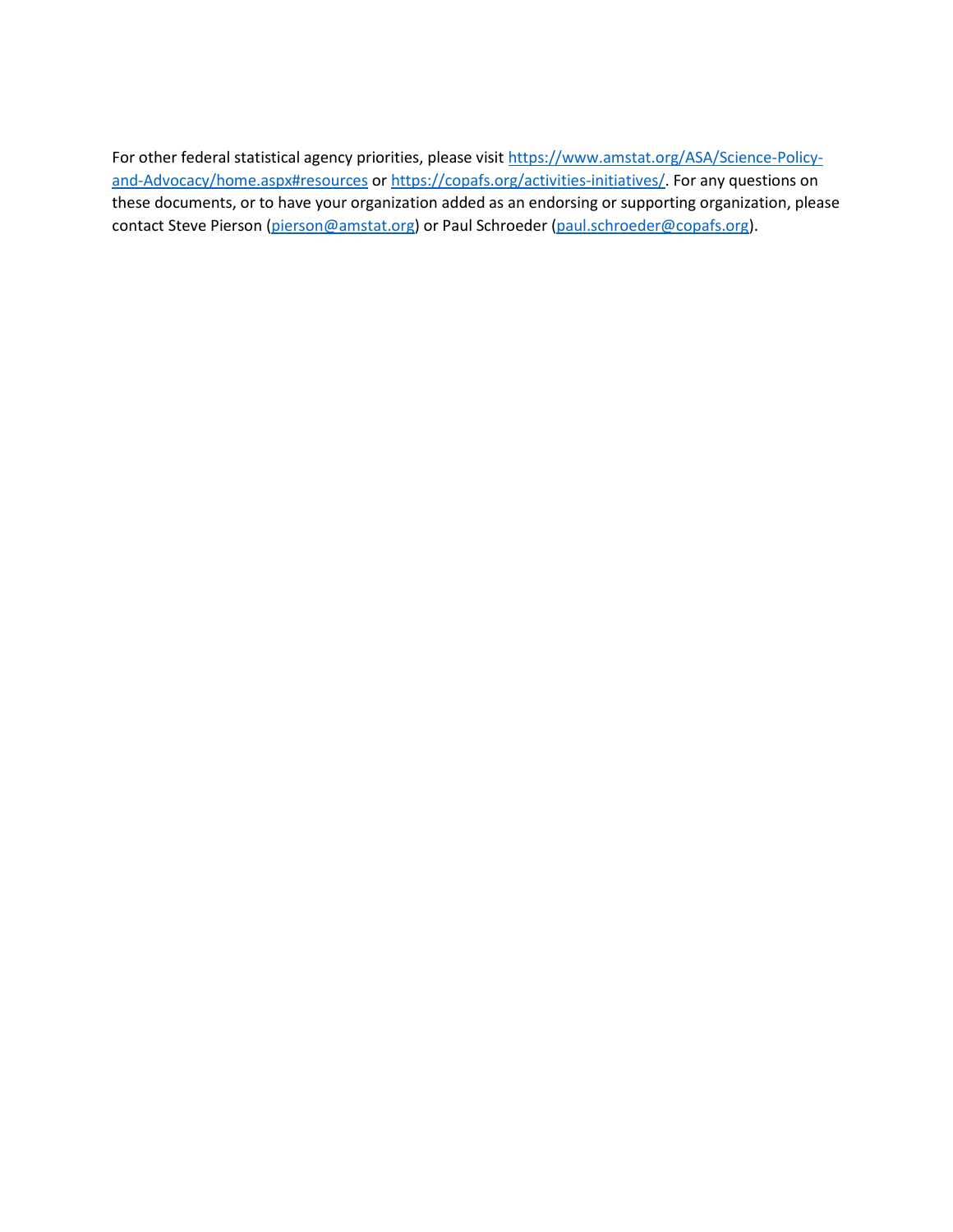For other federal statistical agency priorities, please visit [https://www.amstat.org/ASA/Science-Policy-and-Advocacy/home.aspx#resources](https://www.amstat.org/ASA/Science-Policy-and-Advocacy/home.aspx#resources) or [https://copafs.org/activities-initiatives/](https://copafs.org/activities-initiatives/). For any questions on these documents, or to have your organization added as an endorsing or supporting organization, please contact Steve Pierson ([pierson@amstat.org](mailto:pierson@amstat.org)) or Paul Schroeder ([paul.schroeder@copafs.org](mailto:paul.schroeder@copafs.org)).